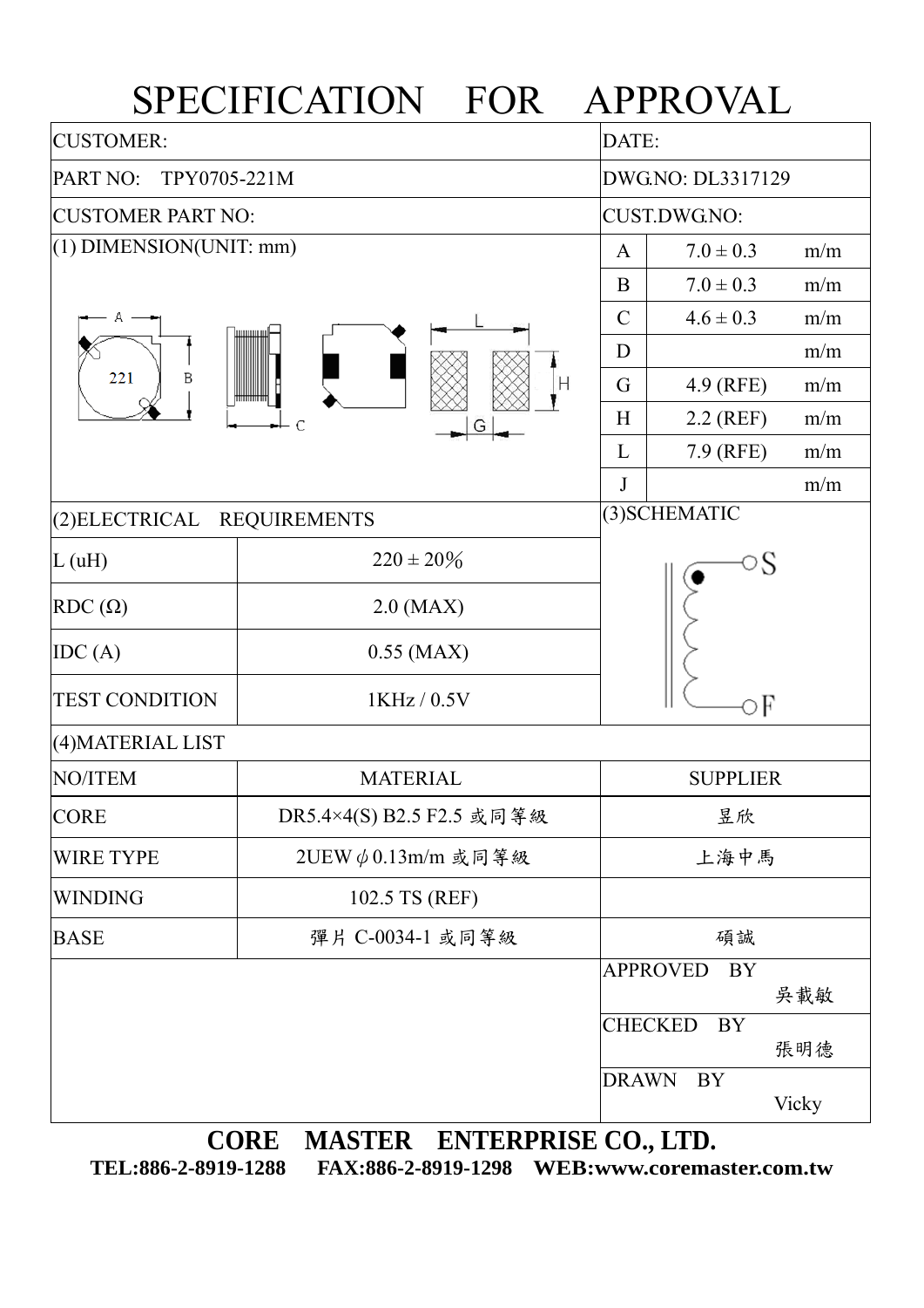# SPECIFICATION FOR APPROVAL

| CUSTOMER: | DATE: |
|---|---|
| PART NO: TPY0705-221M | DWG.NO: DL3317129 |
| CUSTOMER PART NO: | CUST.DWG.NO: |

(1) DIMENSION(UNIT: mm)

| | | |
|---|---|---|
| A | 7.0 ± 0.3 | m/m |
| B | 7.0 ± 0.3 | m/m |
| C | 4.6 ± 0.3 | m/m |
| D | | m/m |
| G | 4.9 (RFE) | m/m |
| H | 2.2 (REF) | m/m |
| L | 7.9 (RFE) | m/m |
| J | | m/m |

(2)ELECTRICAL REQUIREMENTS

| | |
|---|---|
| L (uH) | 220 ± 20％ |
| RDC (Ω) | 2.0 (MAX) |
| IDC (A) | 0.55 (MAX) |
| TEST CONDITION | 1KHz / 0.5V |

(3)SCHEMATIC

S

F

(4)MATERIAL LIST

| NO/ITEM | MATERIAL | SUPPLIER |
|---|---|---|
| CORE | DR5.4×4(S) B2.5 F2.5 或同等級 | 昱欣 |
| WIRE TYPE | 2UEW $\phi$ 0.13m/m 或同等級 | 上海中馬 |
| WINDING | 102.5 TS (REF) | |
| BASE | 彈片 C-0034-1 或同等級 | 碩誠 |

| | |
|---|---|
| APPROVED BY | 吳載敏 |
| CHECKED BY | 張明德 |
| DRAWN BY | Vicky |

**CORE MASTER ENTERPRISE CO., LTD.**

**TEL:886-2-8919-1288 FAX:886-2-8919-1298 WEB:www.coremaster.com.tw**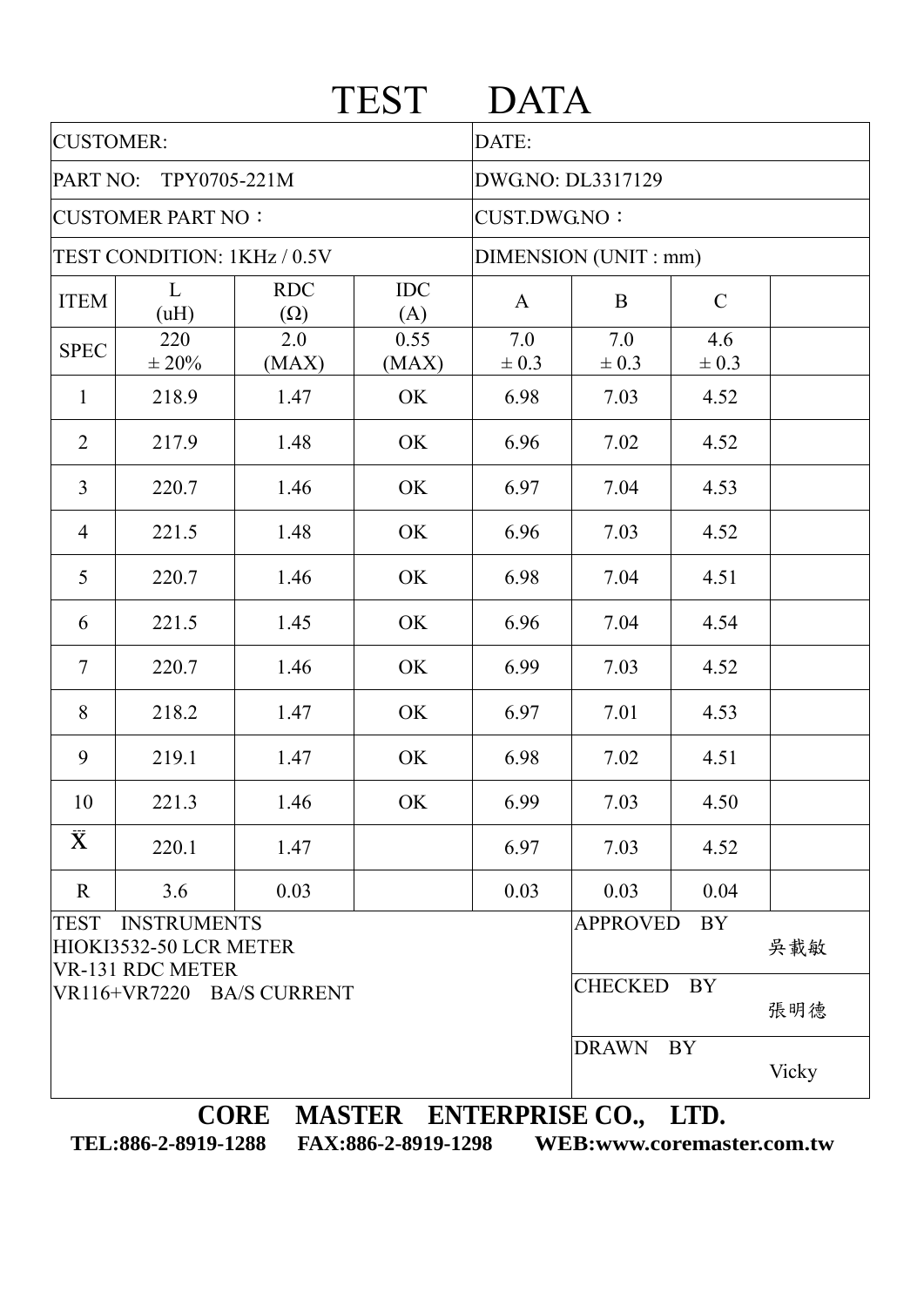# TEST DATA

| CUSTOMER: | | | | DATE: | | | |
|---|---|---|---|---|---|---|---|
| PART NO: TPY0705-221M | | | | DWG.NO: DL3317129 | | | |
| CUSTOMER PART NO： | | | | CUST.DWG.NO： | | | |
| TEST CONDITION: 1KHz / 0.5V | | | | DIMENSION (UNIT : mm) | | | |
| ITEM | L (uH) | RDC (Ω) | IDC (A) | A | B | C | |
| SPEC | 220 ± 20% | 2.0 (MAX) | 0.55 (MAX) | 7.0 ± 0.3 | 7.0 ± 0.3 | 4.6 ± 0.3 | |
| 1 | 218.9 | 1.47 | OK | 6.98 | 7.03 | 4.52 | |
| 2 | 217.9 | 1.48 | OK | 6.96 | 7.02 | 4.52 | |
| 3 | 220.7 | 1.46 | OK | 6.97 | 7.04 | 4.53 | |
| 4 | 221.5 | 1.48 | OK | 6.96 | 7.03 | 4.52 | |
| 5 | 220.7 | 1.46 | OK | 6.98 | 7.04 | 4.51 | |
| 6 | 221.5 | 1.45 | OK | 6.96 | 7.04 | 4.54 | |
| 7 | 220.7 | 1.46 | OK | 6.99 | 7.03 | 4.52 | |
| 8 | 218.2 | 1.47 | OK | 6.97 | 7.01 | 4.53 | |
| 9 | 219.1 | 1.47 | OK | 6.98 | 7.02 | 4.51 | |
| 10 | 221.3 | 1.46 | OK | 6.99 | 7.03 | 4.50 | |
| $\bar{X}$ | 220.1 | 1.47 | | 6.97 | 7.03 | 4.52 | |
| R | 3.6 | 0.03 | | 0.03 | 0.03 | 0.04 | |

| TEST INSTRUMENTS | |
|---|---|
| HIOKI3532-50 LCR METER<br>VR-131 RDC METER<br>VR116+VR7220 BA/S CURRENT | APPROVED BY 吳載敏 |
| | CHECKED BY 張明德 |
| | DRAWN BY Vicky |

**CORE MASTER ENTERPRISE CO., LTD.**

**TEL:886-2-8919-1288 FAX:886-2-8919-1298 WEB:www.coremaster.com.tw**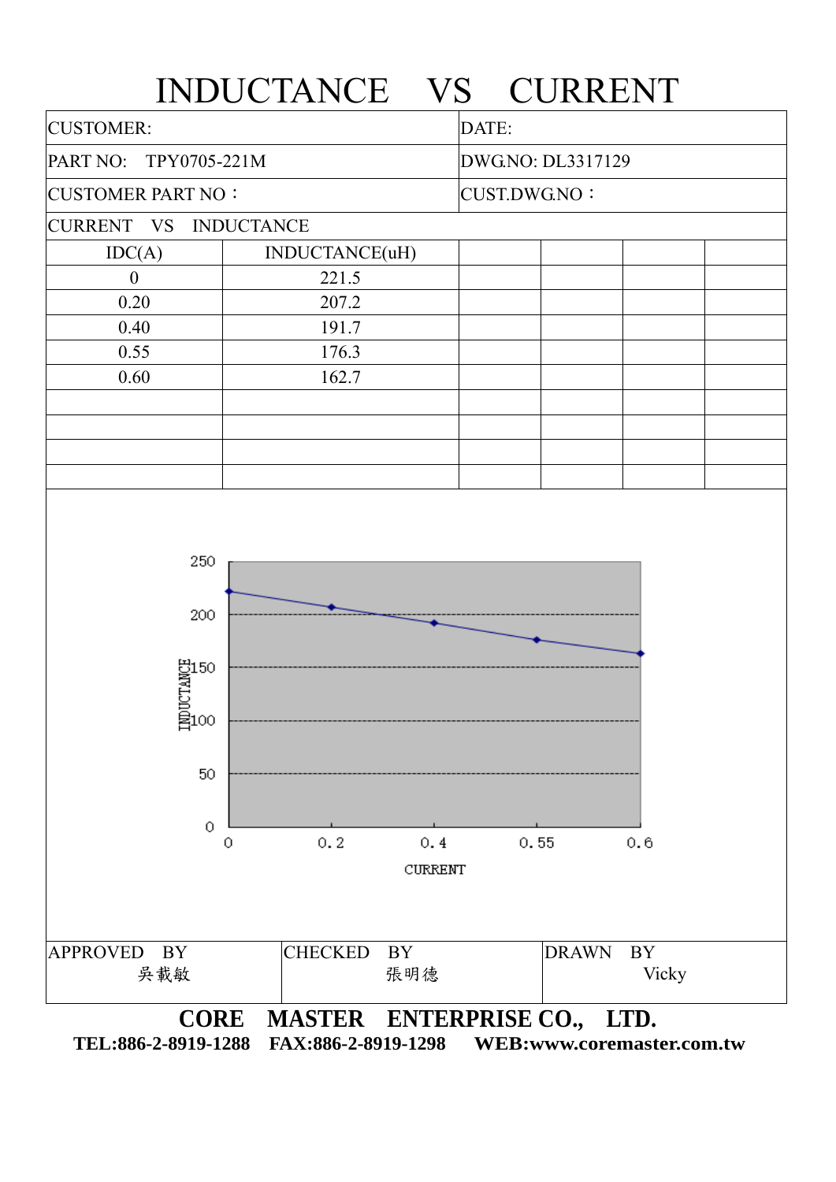# INDUCTANCE VS CURRENT

| | |
|---|---|
| CUSTOMER: | DATE: |
| PART NO: TPY0705-221M | DWG.NO: DL3317129 |
| CUSTOMER PART NO： | CUST.DWG.NO： |

CURRENT VS INDUCTANCE

| IDC(A) | INDUCTANCE(uH) | | | | |
|---|---|---|---|---|---|
| 0 | 221.5 | | | | |
| 0.20 | 207.2 | | | | |
| 0.40 | 191.7 | | | | |
| 0.55 | 176.3 | | | | |
| 0.60 | 162.7 | | | | |
| | | | | | |
| | | | | | |
| | | | | | |
| | | | | | |

250
200
150
100
50
0
INDUCTANCE
0
0.2
0.4
0.55
0.6
CURRENT

| APPROVED BY | CHECKED BY | DRAWN BY |
|---|---|---|
| 吳載敏 | 張明德 | Vicky |

**CORE MASTER ENTERPRISE CO., LTD.**

**TEL:886-2-8919-1288 FAX:886-2-8919-1298 WEB:www.coremaster.com.tw**